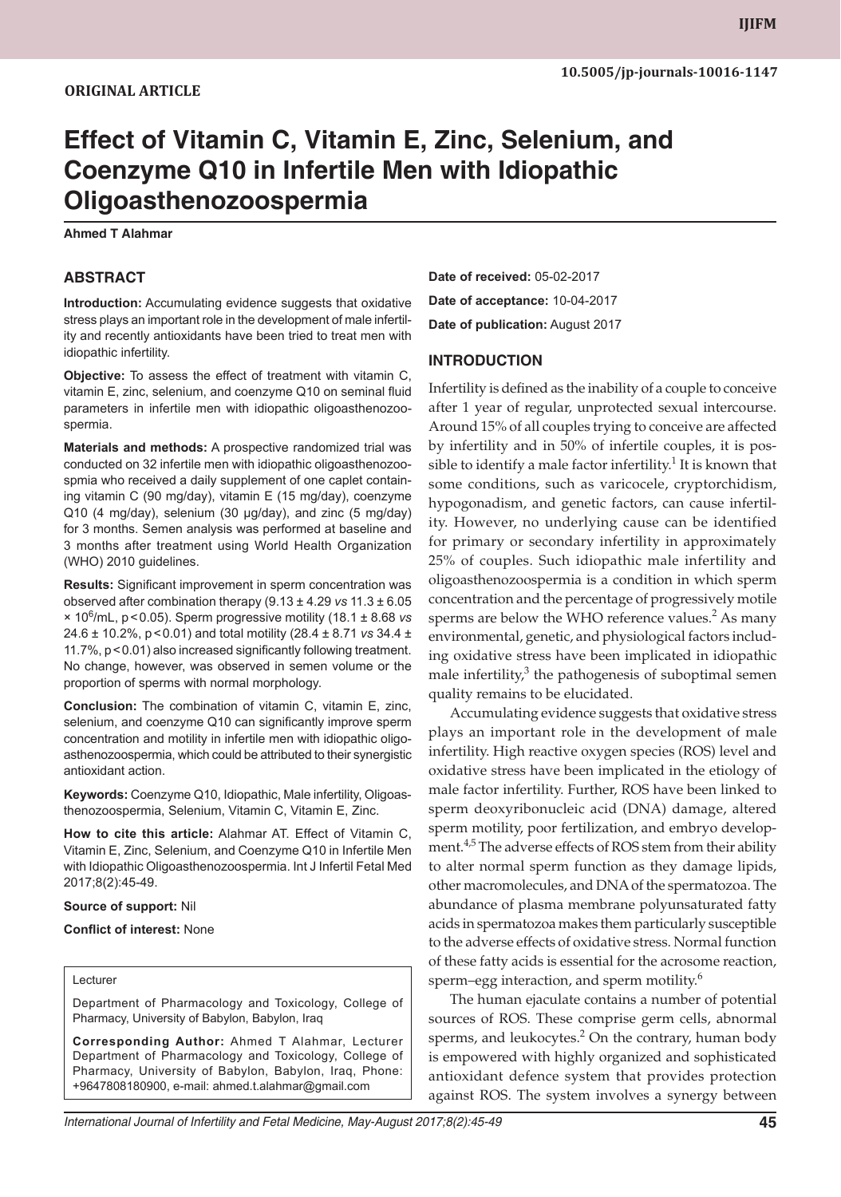**ORIGINAL ARTICLE**

10.5005/jp-journals-10016-1147

# Effect of Vitamin C, Vitamin E, Zinc, Selenium, and Coenzyme Q10 in Infertile Men with Idiopathic Oligoasthenozoospermia

**Ahmed T Alahmar**

## ABSTRACT

**Introduction:** Accumulating evidence suggests that oxidative stress plays an important role in the development of male infertility and recently antioxidants have been tried to treat men with idiopathic infertility.

**Objective:** To assess the effect of treatment with vitamin C, vitamin E, zinc, selenium, and coenzyme Q10 on seminal fluid parameters in infertile men with idiopathic oligoasthenozoospermia.

**Materials and methods:** A prospective randomized trial was conducted on 32 infertile men with idiopathic oligoasthenozoospmia who received a daily supplement of one caplet containing vitamin C (90 mg/day), vitamin E (15 mg/day), coenzyme Q10 (4 mg/day), selenium (30 μg/day), and zinc (5 mg/day) for 3 months. Semen analysis was performed at baseline and 3 months after treatment using World Health Organization (WHO) 2010 guidelines.

**Results:** Significant improvement in sperm concentration was observed after combination therapy (9.13 ± 4.29 *vs* 11.3 ± 6.05 × $10^6$/mL, $p<0.05$). Sperm progressive motility (18.1 ± 8.68 *vs* 24.6 ± 10.2%, $p<0.01$) and total motility (28.4 ± 8.71 *vs* 34.4 ± 11.7%, $p<0.01$) also increased significantly following treatment. No change, however, was observed in semen volume or the proportion of sperms with normal morphology.

**Conclusion:** The combination of vitamin C, vitamin E, zinc, selenium, and coenzyme Q10 can significantly improve sperm concentration and motility in infertile men with idiopathic oligoasthenozoospermia, which could be attributed to their synergistic antioxidant action.

**Keywords:** Coenzyme Q10, Idiopathic, Male infertility, Oligoasthenozoospermia, Selenium, Vitamin C, Vitamin E, Zinc.

**How to cite this article:** Alahmar AT. Effect of Vitamin C, Vitamin E, Zinc, Selenium, and Coenzyme Q10 in Infertile Men with Idiopathic Oligoasthenozoospermia. Int J Infertil Fetal Med 2017;8(2):45-49.

**Source of support:** Nil

**Conflict of interest:** None

Lecturer

Department of Pharmacology and Toxicology, College of Pharmacy, University of Babylon, Babylon, Iraq

**Corresponding Author:** Ahmed T Alahmar, Lecturer Department of Pharmacology and Toxicology, College of Pharmacy, University of Babylon, Babylon, Iraq, Phone: +9647808180900, e-mail: ahmed.t.alahmar@gmail.com

**Date of received:** 05-02-2017

**Date of acceptance:** 10-04-2017

**Date of publication:** August 2017

## INTRODUCTION

Infertility is defined as the inability of a couple to conceive after 1 year of regular, unprotected sexual intercourse. Around 15% of all couples trying to conceive are affected by infertility and in 50% of infertile couples, it is possible to identify a male factor infertility.[1] It is known that some conditions, such as varicocele, cryptorchidism, hypogonadism, and genetic factors, can cause infertility. However, no underlying cause can be identified for primary or secondary infertility in approximately 25% of couples. Such idiopathic male infertility and oligoasthenozoospermia is a condition in which sperm concentration and the percentage of progressively motile sperms are below the WHO reference values.[2] As many environmental, genetic, and physiological factors including oxidative stress have been implicated in idiopathic male infertility,[3] the pathogenesis of suboptimal semen quality remains to be elucidated.

Accumulating evidence suggests that oxidative stress plays an important role in the development of male infertility. High reactive oxygen species (ROS) level and oxidative stress have been implicated in the etiology of male factor infertility. Further, ROS have been linked to sperm deoxyribonucleic acid (DNA) damage, altered sperm motility, poor fertilization, and embryo development.[4,5] The adverse effects of ROS stem from their ability to alter normal sperm function as they damage lipids, other macromolecules, and DNA of the spermatozoa. The abundance of plasma membrane polyunsaturated fatty acids in spermatozoa makes them particularly susceptible to the adverse effects of oxidative stress. Normal function of these fatty acids is essential for the acrosome reaction, sperm–egg interaction, and sperm motility.[6]

The human ejaculate contains a number of potential sources of ROS. These comprise germ cells, abnormal sperms, and leukocytes.[2] On the contrary, human body is empowered with highly organized and sophisticated antioxidant defence system that provides protection against ROS. The system involves a synergy between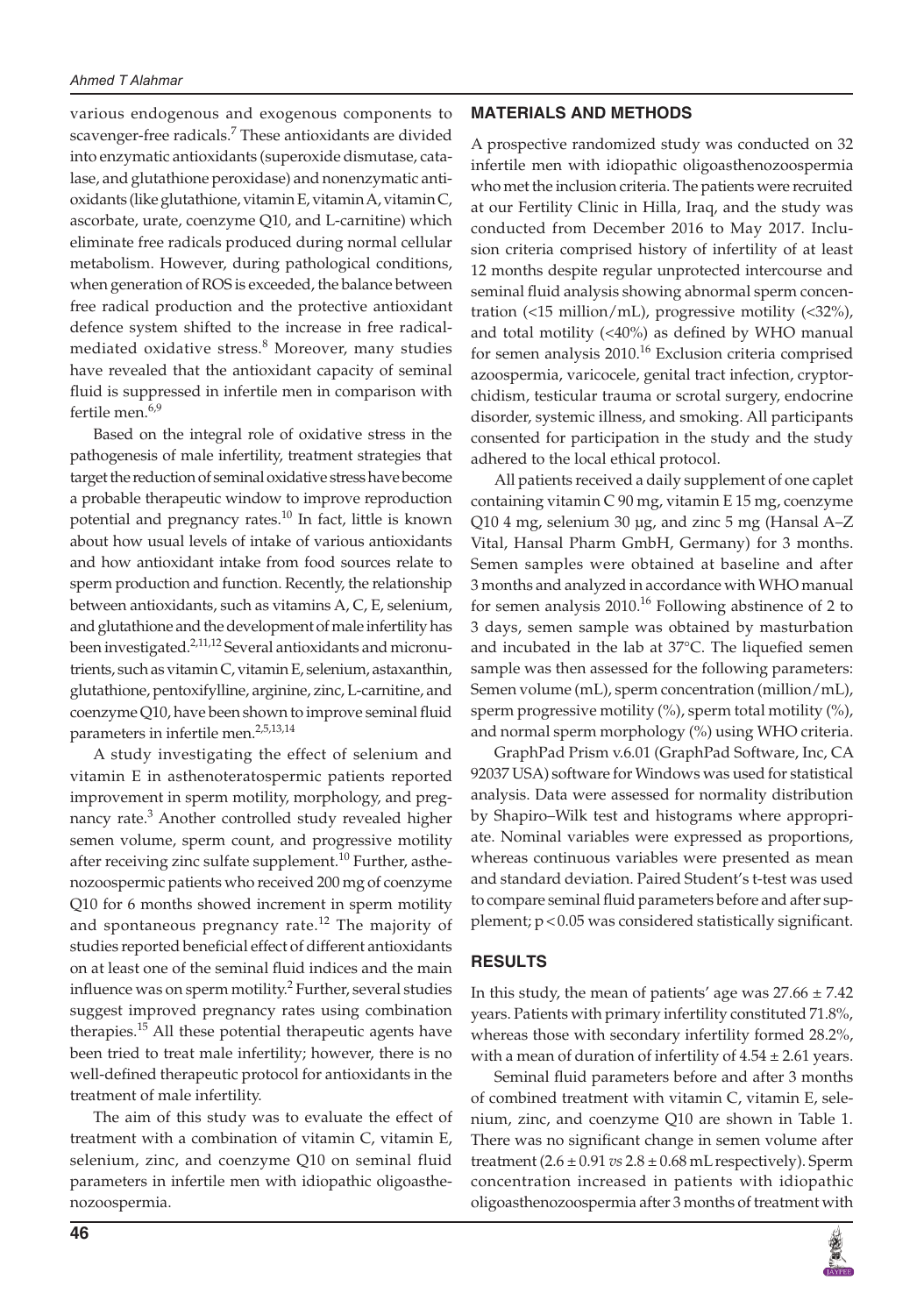various endogenous and exogenous components to scavenger-free radicals.[7] These antioxidants are divided into enzymatic antioxidants (superoxide dismutase, catalase, and glutathione peroxidase) and nonenzymatic antioxidants (like glutathione, vitamin E, vitamin A, vitamin C, ascorbate, urate, coenzyme Q10, and L-carnitine) which eliminate free radicals produced during normal cellular metabolism. However, during pathological conditions, when generation of ROS is exceeded, the balance between free radical production and the protective antioxidant defence system shifted to the increase in free radical-mediated oxidative stress.[8] Moreover, many studies have revealed that the antioxidant capacity of seminal fluid is suppressed in infertile men in comparison with fertile men.[6,9]

Based on the integral role of oxidative stress in the pathogenesis of male infertility, treatment strategies that target the reduction of seminal oxidative stress have become a probable therapeutic window to improve reproduction potential and pregnancy rates.[10] In fact, little is known about how usual levels of intake of various antioxidants and how antioxidant intake from food sources relate to sperm production and function. Recently, the relationship between antioxidants, such as vitamins A, C, E, selenium, and glutathione and the development of male infertility has been investigated.[2,11,12] Several antioxidants and micronutrients, such as vitamin C, vitamin E, selenium, astaxanthin, glutathione, pentoxifylline, arginine, zinc, L-carnitine, and coenzyme Q10, have been shown to improve seminal fluid parameters in infertile men.[2,5,13,14]

A study investigating the effect of selenium and vitamin E in asthenoteratospermic patients reported improvement in sperm motility, morphology, and pregnancy rate.[3] Another controlled study revealed higher semen volume, sperm count, and progressive motility after receiving zinc sulfate supplement.[10] Further, asthenozoospermic patients who received 200 mg of coenzyme Q10 for 6 months showed increment in sperm motility and spontaneous pregnancy rate.[12] The majority of studies reported beneficial effect of different antioxidants on at least one of the seminal fluid indices and the main influence was on sperm motility.[2] Further, several studies suggest improved pregnancy rates using combination therapies.[15] All these potential therapeutic agents have been tried to treat male infertility; however, there is no well-defined therapeutic protocol for antioxidants in the treatment of male infertility.

The aim of this study was to evaluate the effect of treatment with a combination of vitamin C, vitamin E, selenium, zinc, and coenzyme Q10 on seminal fluid parameters in infertile men with idiopathic oligoasthenozoospermia.

## MATERIALS AND METHODS

A prospective randomized study was conducted on 32 infertile men with idiopathic oligoasthenozoospermia who met the inclusion criteria. The patients were recruited at our Fertility Clinic in Hilla, Iraq, and the study was conducted from December 2016 to May 2017. Inclusion criteria comprised history of infertility of at least 12 months despite regular unprotected intercourse and seminal fluid analysis showing abnormal sperm concentration (<15 million/mL), progressive motility (<32%), and total motility (<40%) as defined by WHO manual for semen analysis 2010.[16] Exclusion criteria comprised azoospermia, varicocele, genital tract infection, cryptorchidism, testicular trauma or scrotal surgery, endocrine disorder, systemic illness, and smoking. All participants consented for participation in the study and the study adhered to the local ethical protocol.

All patients received a daily supplement of one caplet containing vitamin C 90 mg, vitamin E 15 mg, coenzyme Q10 4 mg, selenium 30 µg, and zinc 5 mg (Hansal A–Z Vital, Hansal Pharm GmbH, Germany) for 3 months. Semen samples were obtained at baseline and after 3 months and analyzed in accordance with WHO manual for semen analysis 2010.[16] Following abstinence of 2 to 3 days, semen sample was obtained by masturbation and incubated in the lab at 37°C. The liquefied semen sample was then assessed for the following parameters: Semen volume (mL), sperm concentration (million/mL), sperm progressive motility (%), sperm total motility (%), and normal sperm morphology (%) using WHO criteria.

GraphPad Prism v.6.01 (GraphPad Software, Inc, CA 92037 USA) software for Windows was used for statistical analysis. Data were assessed for normality distribution by Shapiro–Wilk test and histograms where appropriate. Nominal variables were expressed as proportions, whereas continuous variables were presented as mean and standard deviation. Paired Student's t-test was used to compare seminal fluid parameters before and after supplement; $p < 0.05$ was considered statistically significant.

## RESULTS

In this study, the mean of patients' age was $27.66 \pm 7.42$ years. Patients with primary infertility constituted 71.8%, whereas those with secondary infertility formed 28.2%, with a mean of duration of infertility of $4.54 \pm 2.61$ years.

Seminal fluid parameters before and after 3 months of combined treatment with vitamin C, vitamin E, selenium, zinc, and coenzyme Q10 are shown in Table 1. There was no significant change in semen volume after treatment ($2.6 \pm 0.91$ *vs* $2.8 \pm 0.68$ mL respectively). Sperm concentration increased in patients with idiopathic oligoasthenozoospermia after 3 months of treatment with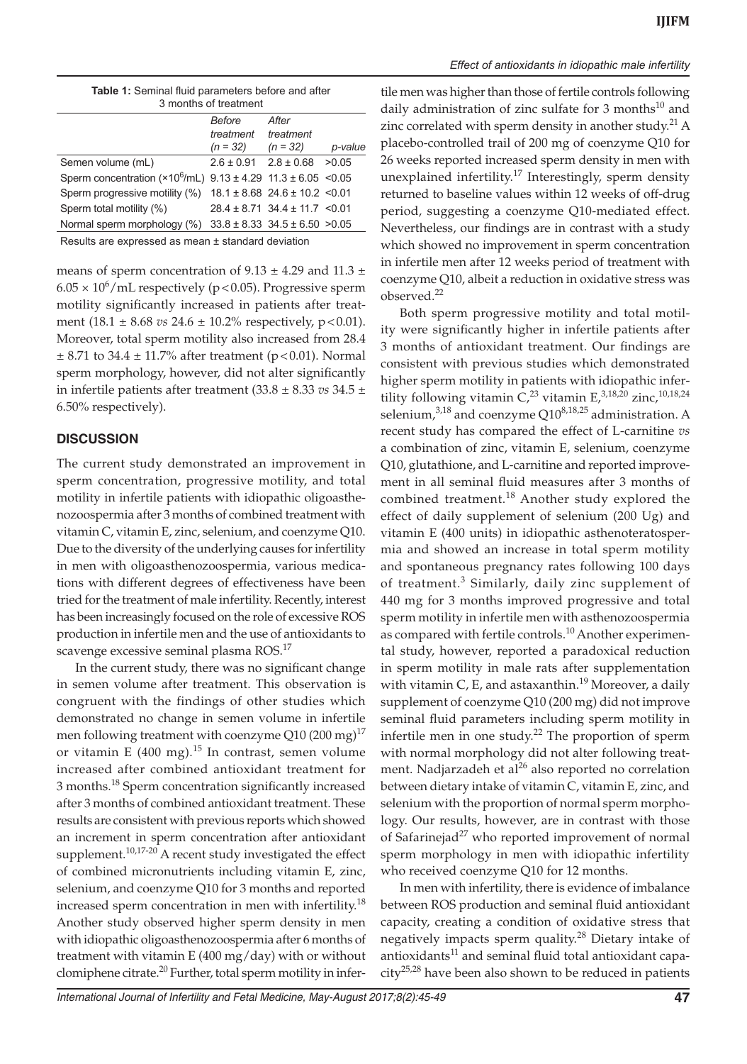**Table 1:** Seminal fluid parameters before and after 3 months of treatment

| | *Before treatment (n = 32)* | *After treatment (n = 32)* | *p-value* |
|---|---|---|---|
| Semen volume (mL) | 2.6 ± 0.91 | 2.8 ± 0.68 | >0.05 |
| Sperm concentration ($\times 10^6$/mL) | 9.13 ± 4.29 | 11.3 ± 6.05 | <0.05 |
| Sperm progressive motility (%) | 18.1 ± 8.68 | 24.6 ± 10.2 | <0.01 |
| Sperm total motility (%) | 28.4 ± 8.71 | 34.4 ± 11.7 | <0.01 |
| Normal sperm morphology (%) | 33.8 ± 8.33 | 34.5 ± 6.50 | >0.05 |

Results are expressed as mean ± standard deviation

means of sperm concentration of 9.13 ± 4.29 and 11.3 ± 6.05 × $10^6$/mL respectively ($p < 0.05$). Progressive sperm motility significantly increased in patients after treatment (18.1 ± 8.68 *vs* 24.6 ± 10.2% respectively, $p < 0.01$). Moreover, total sperm motility also increased from 28.4 ± 8.71 to 34.4 ± 11.7% after treatment ($p < 0.01$). Normal sperm morphology, however, did not alter significantly in infertile patients after treatment (33.8 ± 8.33 *vs* 34.5 ± 6.50% respectively).

## DISCUSSION

The current study demonstrated an improvement in sperm concentration, progressive motility, and total motility in infertile patients with idiopathic oligoasthenozoospermia after 3 months of combined treatment with vitamin C, vitamin E, zinc, selenium, and coenzyme Q10. Due to the diversity of the underlying causes for infertility in men with oligoasthenozoospermia, various medications with different degrees of effectiveness have been tried for the treatment of male infertility. Recently, interest has been increasingly focused on the role of excessive ROS production in infertile men and the use of antioxidants to scavenge excessive seminal plasma ROS.[17]

In the current study, there was no significant change in semen volume after treatment. This observation is congruent with the findings of other studies which demonstrated no change in semen volume in infertile men following treatment with coenzyme Q10 (200 mg)[17] or vitamin E (400 mg).[15] In contrast, semen volume increased after combined antioxidant treatment for 3 months.[18] Sperm concentration significantly increased after 3 months of combined antioxidant treatment. These results are consistent with previous reports which showed an increment in sperm concentration after antioxidant supplement.[10,17-20] A recent study investigated the effect of combined micronutrients including vitamin E, zinc, selenium, and coenzyme Q10 for 3 months and reported increased sperm concentration in men with infertility.[18] Another study observed higher sperm density in men with idiopathic oligoasthenozoospermia after 6 months of treatment with vitamin E (400 mg/day) with or without clomiphene citrate.[20] Further, total sperm motility in infertile men was higher than those of fertile controls following daily administration of zinc sulfate for 3 months[10] and zinc correlated with sperm density in another study.[21] A placebo-controlled trail of 200 mg of coenzyme Q10 for 26 weeks reported increased sperm density in men with unexplained infertility.[17] Interestingly, sperm density returned to baseline values within 12 weeks of off-drug period, suggesting a coenzyme Q10-mediated effect. Nevertheless, our findings are in contrast with a study which showed no improvement in sperm concentration in infertile men after 12 weeks period of treatment with coenzyme Q10, albeit a reduction in oxidative stress was observed.[22]

Both sperm progressive motility and total motility were significantly higher in infertile patients after 3 months of antioxidant treatment. Our findings are consistent with previous studies which demonstrated higher sperm motility in patients with idiopathic infertility following vitamin C,[23] vitamin E,[3,18,20] zinc,[10,18,24] selenium,[3,18] and coenzyme Q10[8,18,25] administration. A recent study has compared the effect of L-carnitine *vs* a combination of zinc, vitamin E, selenium, coenzyme Q10, glutathione, and L-carnitine and reported improvement in all seminal fluid measures after 3 months of combined treatment.[18] Another study explored the effect of daily supplement of selenium (200 Ug) and vitamin E (400 units) in idiopathic asthenoteratospermia and showed an increase in total sperm motility and spontaneous pregnancy rates following 100 days of treatment.[3] Similarly, daily zinc supplement of 440 mg for 3 months improved progressive and total sperm motility in infertile men with asthenozoospermia as compared with fertile controls.[10] Another experimental study, however, reported a paradoxical reduction in sperm motility in male rats after supplementation with vitamin C, E, and astaxanthin.[19] Moreover, a daily supplement of coenzyme Q10 (200 mg) did not improve seminal fluid parameters including sperm motility in infertile men in one study.[22] The proportion of sperm with normal morphology did not alter following treatment. Nadjarzadeh et al[26] also reported no correlation between dietary intake of vitamin C, vitamin E, zinc, and selenium with the proportion of normal sperm morphology. Our results, however, are in contrast with those of Safarinejad[27] who reported improvement of normal sperm morphology in men with idiopathic infertility who received coenzyme Q10 for 12 months.

In men with infertility, there is evidence of imbalance between ROS production and seminal fluid antioxidant capacity, creating a condition of oxidative stress that negatively impacts sperm quality.[28] Dietary intake of antioxidants[11] and seminal fluid total antioxidant capacity[25,28] have been also shown to be reduced in patients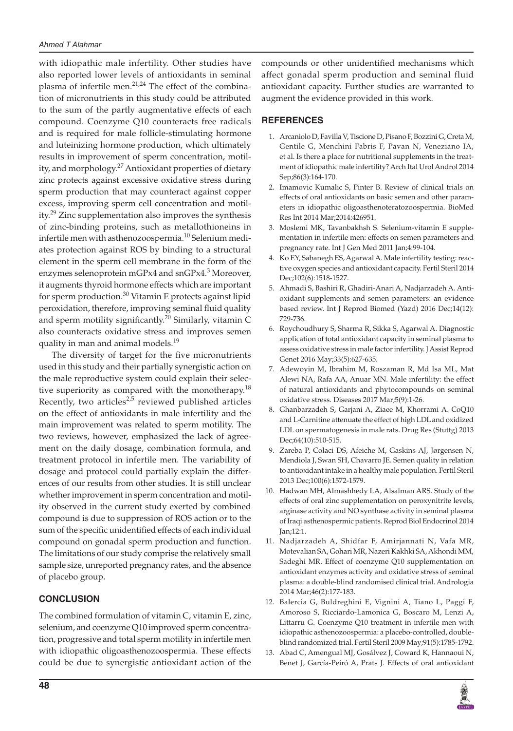with idiopathic male infertility. Other studies have also reported lower levels of antioxidants in seminal plasma of infertile men.[21,24] The effect of the combination of micronutrients in this study could be attributed to the sum of the partly augmentative effects of each compound. Coenzyme Q10 counteracts free radicals and is required for male follicle-stimulating hormone and luteinizing hormone production, which ultimately results in improvement of sperm concentration, motility, and morphology.[27] Antioxidant properties of dietary zinc protects against excessive oxidative stress during sperm production that may counteract against copper excess, improving sperm cell concentration and motility.[29] Zinc supplementation also improves the synthesis of zinc-binding proteins, such as metallothioneins in infertile men with asthenozoospermia.[10] Selenium mediates protection against ROS by binding to a structural element in the sperm cell membrane in the form of the enzymes selenoprotein mGPx4 and snGPx4.[3] Moreover, it augments thyroid hormone effects which are important for sperm production.[30] Vitamin E protects against lipid peroxidation, therefore, improving seminal fluid quality and sperm motility significantly.[20] Similarly, vitamin C also counteracts oxidative stress and improves semen quality in man and animal models.[19]

The diversity of target for the five micronutrients used in this study and their partially synergistic action on the male reproductive system could explain their selective superiority as compared with the monotherapy.[18] Recently, two articles[2,5] reviewed published articles on the effect of antioxidants in male infertility and the main improvement was related to sperm motility. The two reviews, however, emphasized the lack of agreement on the daily dosage, combination formula, and treatment protocol in infertile men. The variability of dosage and protocol could partially explain the differences of our results from other studies. It is still unclear whether improvement in sperm concentration and motility observed in the current study exerted by combined compound is due to suppression of ROS action or to the sum of the specific unidentified effects of each individual compound on gonadal sperm production and function. The limitations of our study comprise the relatively small sample size, unreported pregnancy rates, and the absence of placebo group.

## CONCLUSION

The combined formulation of vitamin C, vitamin E, zinc, selenium, and coenzyme Q10 improved sperm concentration, progressive and total sperm motility in infertile men with idiopathic oligoasthenozoospermia. These effects could be due to synergistic antioxidant action of the compounds or other unidentified mechanisms which affect gonadal sperm production and seminal fluid antioxidant capacity. Further studies are warranted to augment the evidence provided in this work.

## REFERENCES

1. Arcaniolo D, Favilla V, Tiscione D, Pisano F, Bozzini G, Creta M, Gentile G, Menchini Fabris F, Pavan N, Veneziano IA, et al. Is there a place for nutritional supplements in the treatment of idiopathic male infertility? Arch Ital Urol Androl 2014 Sep;86(3):164-170.
2. Imamovic Kumalic S, Pinter B. Review of clinical trials on effects of oral antioxidants on basic semen and other parameters in idiopathic oligoasthenoteratozoospermia. BioMed Res Int 2014 Mar;2014:426951.
3. Moslemi MK, Tavanbakhsh S. Selenium-vitamin E supplementation in infertile men: effects on semen parameters and pregnancy rate. Int J Gen Med 2011 Jan;4:99-104.
4. Ko EY, Sabanegh ES, Agarwal A. Male infertility testing: reactive oxygen species and antioxidant capacity. Fertil Steril 2014 Dec;102(6):1518-1527.
5. Ahmadi S, Bashiri R, Ghadiri-Anari A, Nadjarzadeh A. Antioxidant supplements and semen parameters: an evidence based review. Int J Reprod Biomed (Yazd) 2016 Dec;14(12): 729-736.
6. Roychoudhury S, Sharma R, Sikka S, Agarwal A. Diagnostic application of total antioxidant capacity in seminal plasma to assess oxidative stress in male factor infertility. J Assist Reprod Genet 2016 May;33(5):627-635.
7. Adewoyin M, Ibrahim M, Roszaman R, Md Isa ML, Mat Alewi NA, Rafa AA, Anuar MN. Male infertility: the effect of natural antioxidants and phytocompounds on seminal oxidative stress. Diseases 2017 Mar;5(9):1-26.
8. Ghanbarzadeh S, Garjani A, Ziaee M, Khorrami A. CoQ10 and L-Carnitine attenuate the effect of high LDL and oxidized LDL on spermatogenesis in male rats. Drug Res (Stuttg) 2013 Dec;64(10):510-515.
9. Zareba P, Colaci DS, Afeiche M, Gaskins AJ, Jørgensen N, Mendiola J, Swan SH, Chavarro JE. Semen quality in relation to antioxidant intake in a healthy male population. Fertil Steril 2013 Dec;100(6):1572-1579.
10. Hadwan MH, Almashhedy LA, Alsalman ARS. Study of the effects of oral zinc supplementation on peroxynitrite levels, arginase activity and NO synthase activity in seminal plasma of Iraqi asthenospermic patients. Reprod Biol Endocrinol 2014 Jan;12:1.
11. Nadjarzadeh A, Shidfar F, Amirjannati N, Vafa MR, Motevalian SA, Gohari MR, Nazeri Kakhki SA, Akhondi MM, Sadeghi MR. Effect of coenzyme Q10 supplementation on antioxidant enzymes activity and oxidative stress of seminal plasma: a double-blind randomised clinical trial. Andrologia 2014 Mar;46(2):177-183.
12. Balercia G, Buldreghini E, Vignini A, Tiano L, Paggi F, Amoroso S, Ricciardo-Lamonica G, Boscaro M, Lenzi A, Littarru G. Coenzyme Q10 treatment in infertile men with idiopathic asthenozoospermia: a placebo-controlled, double-blind randomized trial. Fertil Steril 2009 May;91(5):1785-1792.
13. Abad C, Amengual MJ, Gosálvez J, Coward K, Hannaoui N, Benet J, García-Peiró A, Prats J. Effects of oral antioxidant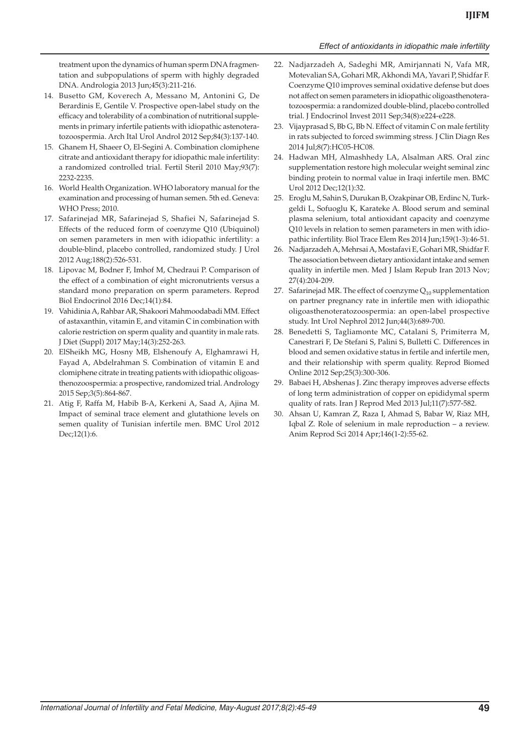treatment upon the dynamics of human sperm DNA fragmentation and subpopulations of sperm with highly degraded DNA. Andrologia 2013 Jun;45(3):211-216.

14. Busetto GM, Koverech A, Messano M, Antonini G, De Berardinis E, Gentile V. Prospective open-label study on the efficacy and tolerability of a combination of nutritional supplements in primary infertile patients with idiopathic astenoteratozoospermia. Arch Ital Urol Androl 2012 Sep;84(3):137-140.
15. Ghanem H, Shaeer O, El-Segini A. Combination clomiphene citrate and antioxidant therapy for idiopathic male infertility: a randomized controlled trial. Fertil Steril 2010 May;93(7): 2232-2235.
16. World Health Organization. WHO laboratory manual for the examination and processing of human semen. 5th ed. Geneva: WHO Press; 2010.
17. Safarinejad MR, Safarinejad S, Shafiei N, Safarinejad S. Effects of the reduced form of coenzyme Q10 (Ubiquinol) on semen parameters in men with idiopathic infertility: a double-blind, placebo controlled, randomized study. J Urol 2012 Aug;188(2):526-531.
18. Lipovac M, Bodner F, Imhof M, Chedraui P. Comparison of the effect of a combination of eight micronutrients versus a standard mono preparation on sperm parameters. Reprod Biol Endocrinol 2016 Dec;14(1):84.
19. Vahidinia A, Rahbar AR, Shakoori Mahmoodabadi MM. Effect of astaxanthin, vitamin E, and vitamin C in combination with calorie restriction on sperm quality and quantity in male rats. J Diet (Suppl) 2017 May;14(3):252-263.
20. ElSheikh MG, Hosny MB, Elshenoufy A, Elghamrawi H, Fayad A, Abdelrahman S. Combination of vitamin E and clomiphene citrate in treating patients with idiopathic oligoasthenozoospermia: a prospective, randomized trial. Andrology 2015 Sep;3(5):864-867.
21. Atig F, Raffa M, Habib B-A, Kerkeni A, Saad A, Ajina M. Impact of seminal trace element and glutathione levels on semen quality of Tunisian infertile men. BMC Urol 2012 Dec;12(1):6.
22. Nadjarzadeh A, Sadeghi MR, Amirjannati N, Vafa MR, Motevalian SA, Gohari MR, Akhondi MA, Yavari P, Shidfar F. Coenzyme Q10 improves seminal oxidative defense but does not affect on semen parameters in idiopathic oligoasthenoteratozoospermia: a randomized double-blind, placebo controlled trial. J Endocrinol Invest 2011 Sep;34(8):e224-e228.
23. Vijayprasad S, Bb G, Bb N. Effect of vitamin C on male fertility in rats subjected to forced swimming stress. J Clin Diagn Res 2014 Jul;8(7):HC05-HC08.
24. Hadwan MH, Almashhedy LA, Alsalman ARS. Oral zinc supplementation restore high molecular weight seminal zinc binding protein to normal value in Iraqi infertile men. BMC Urol 2012 Dec;12(1):32.
25. Eroglu M, Sahin S, Durukan B, Ozakpinar OB, Erdinc N, Turkgeldi L, Sofuoglu K, Karateke A. Blood serum and seminal plasma selenium, total antioxidant capacity and coenzyme Q10 levels in relation to semen parameters in men with idiopathic infertility. Biol Trace Elem Res 2014 Jun;159(1-3):46-51.
26. Nadjarzadeh A, Mehrsai A, Mostafavi E, Gohari MR, Shidfar F. The association between dietary antioxidant intake and semen quality in infertile men. Med J Islam Repub Iran 2013 Nov; 27(4):204-209.
27. Safarinejad MR. The effect of coenzyme $Q_{10}$ supplementation on partner pregnancy rate in infertile men with idiopathic oligoasthenoteratozoospermia: an open-label prospective study. Int Urol Nephrol 2012 Jun;44(3):689-700.
28. Benedetti S, Tagliamonte MC, Catalani S, Primiterra M, Canestrari F, De Stefani S, Palini S, Bulletti C. Differences in blood and semen oxidative status in fertile and infertile men, and their relationship with sperm quality. Reprod Biomed Online 2012 Sep;25(3):300-306.
29. Babaei H, Abshenas J. Zinc therapy improves adverse effects of long term administration of copper on epididymal sperm quality of rats. Iran J Reprod Med 2013 Jul;11(7):577-582.
30. Ahsan U, Kamran Z, Raza I, Ahmad S, Babar W, Riaz MH, Iqbal Z. Role of selenium in male reproduction – a review. Anim Reprod Sci 2014 Apr;146(1-2):55-62.